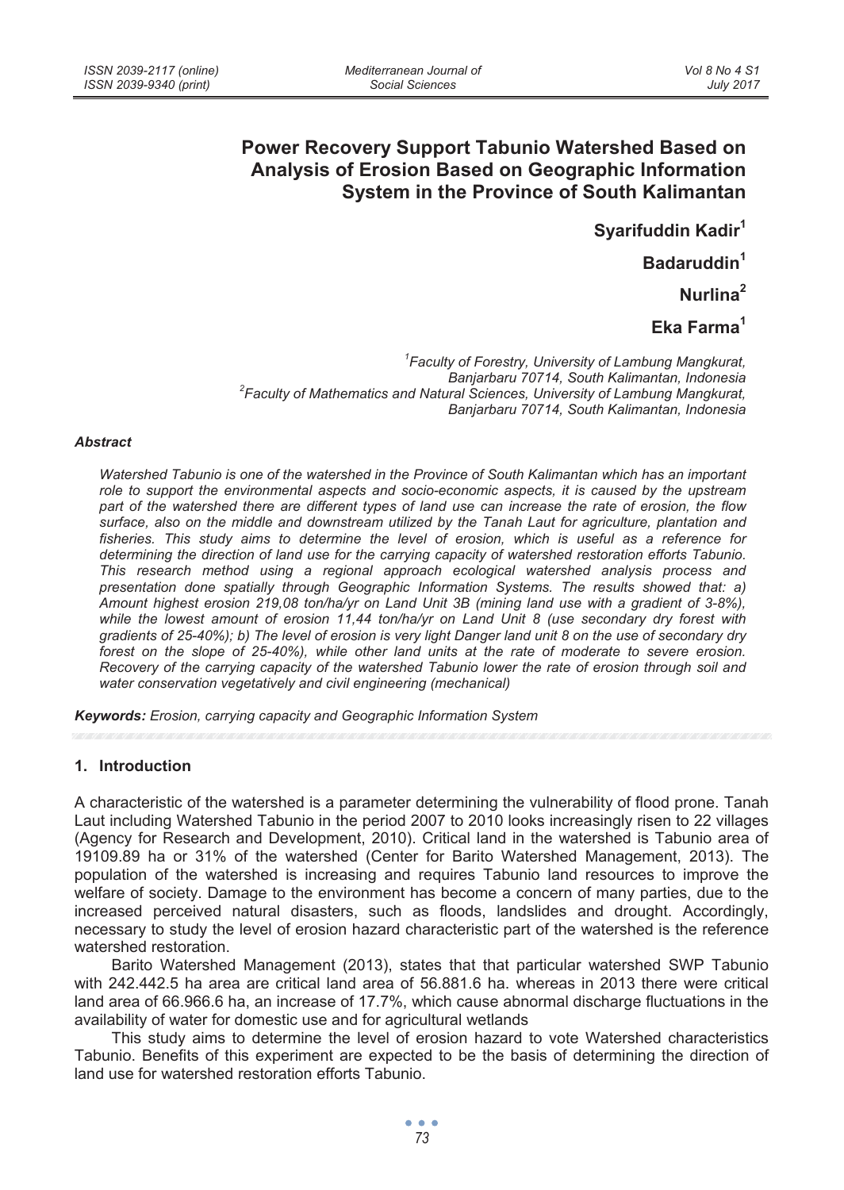# Power Recovery Support Tabunio Watershed Based on Analysis of Erosion Based on Geographic Information System in the Province of South Kalimantan

**Syarifuddin Kadir**[1]

**Badaruddin**[1]

**Nurlina**[2]

**Eka Farma**[1]

*[1]Faculty of Forestry, University of Lambung Mangkurat, Banjarbaru 70714, South Kalimantan, Indonesia*
*[2]Faculty of Mathematics and Natural Sciences, University of Lambung Mangkurat, Banjarbaru 70714, South Kalimantan, Indonesia*

#### *Abstract*

*Watershed Tabunio is one of the watershed in the Province of South Kalimantan which has an important role to support the environmental aspects and socio-economic aspects, it is caused by the upstream part of the watershed there are different types of land use can increase the rate of erosion, the flow surface, also on the middle and downstream utilized by the Tanah Laut for agriculture, plantation and fisheries. This study aims to determine the level of erosion, which is useful as a reference for determining the direction of land use for the carrying capacity of watershed restoration efforts Tabunio. This research method using a regional approach ecological watershed analysis process and presentation done spatially through Geographic Information Systems. The results showed that: a) Amount highest erosion 219,08 ton/ha/yr on Land Unit 3B (mining land use with a gradient of 3-8%), while the lowest amount of erosion 11,44 ton/ha/yr on Land Unit 8 (use secondary dry forest with gradients of 25-40%); b) The level of erosion is very light Danger land unit 8 on the use of secondary dry forest on the slope of 25-40%), while other land units at the rate of moderate to severe erosion. Recovery of the carrying capacity of the watershed Tabunio lower the rate of erosion through soil and water conservation vegetatively and civil engineering (mechanical)*

***Keywords:*** *Erosion, carrying capacity and Geographic Information System*

## 1. Introduction

A characteristic of the watershed is a parameter determining the vulnerability of flood prone. Tanah Laut including Watershed Tabunio in the period 2007 to 2010 looks increasingly risen to 22 villages (Agency for Research and Development, 2010). Critical land in the watershed is Tabunio area of 19109.89 ha or 31% of the watershed (Center for Barito Watershed Management, 2013). The population of the watershed is increasing and requires Tabunio land resources to improve the welfare of society. Damage to the environment has become a concern of many parties, due to the increased perceived natural disasters, such as floods, landslides and drought. Accordingly, necessary to study the level of erosion hazard characteristic part of the watershed is the reference watershed restoration.

Barito Watershed Management (2013), states that that particular watershed SWP Tabunio with 242.442.5 ha area are critical land area of 56.881.6 ha. whereas in 2013 there were critical land area of 66.966.6 ha, an increase of 17.7%, which cause abnormal discharge fluctuations in the availability of water for domestic use and for agricultural wetlands

This study aims to determine the level of erosion hazard to vote Watershed characteristics Tabunio. Benefits of this experiment are expected to be the basis of determining the direction of land use for watershed restoration efforts Tabunio.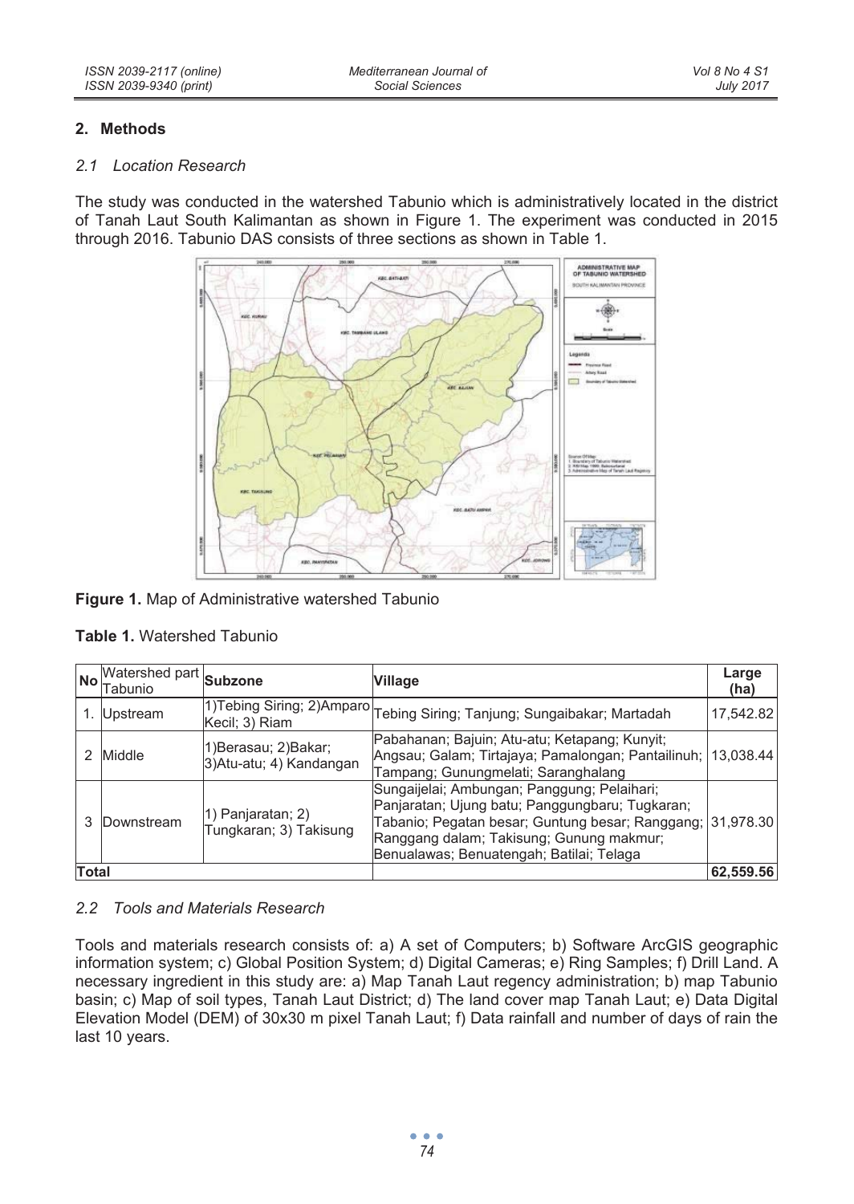## 2. Methods

### *2.1 Location Research*

The study was conducted in the watershed Tabunio which is administratively located in the district of Tanah Laut South Kalimantan as shown in Figure 1. The experiment was conducted in 2015 through 2016. Tabunio DAS consists of three sections as shown in Table 1.

**Figure 1.** Map of Administrative watershed Tabunio

**Table 1.** Watershed Tabunio

| No | Watershed part Tabunio | Subzone | Village | Large (ha) |
|---|---|---|---|---|
| 1. | Upstream | 1)Tebing Siring; 2)Amparo Kecil; 3) Riam | Tebing Siring; Tanjung; Sungaibakar; Martadah | 17,542.82 |
| 2 | Middle | 1)Berasau; 2)Bakar; 3)Atu-atu; 4) Kandangan | Pabahanan; Bajuin; Atu-atu; Ketapang; Kunyit; Angsau; Galam; Tirtajaya; Pamalongan; Pantailinuh; Tampang; Gunungmelati; Saranghalang | 13,038.44 |
| 3 | Downstream | 1) Panjaratan; 2) Tungkaran; 3) Takisung | Sungaijelai; Ambungan; Panggung; Pelaihari; Panjaratan; Ujung batu; Panggungbaru; Tugkaran; Tabanio; Pegatan besar; Guntung besar; Ranggang; Ranggang dalam; Takisung; Gunung makmur; Benualawas; Benuatengah; Batilai; Telaga | 31,978.30 |
| Total | | | | 62,559.56 |

### *2.2 Tools and Materials Research*

Tools and materials research consists of: a) A set of Computers; b) Software ArcGIS geographic information system; c) Global Position System; d) Digital Cameras; e) Ring Samples; f) Drill Land. A necessary ingredient in this study are: a) Map Tanah Laut regency administration; b) map Tabunio basin; c) Map of soil types, Tanah Laut District; d) The land cover map Tanah Laut; e) Data Digital Elevation Model (DEM) of 30x30 m pixel Tanah Laut; f) Data rainfall and number of days of rain the last 10 years.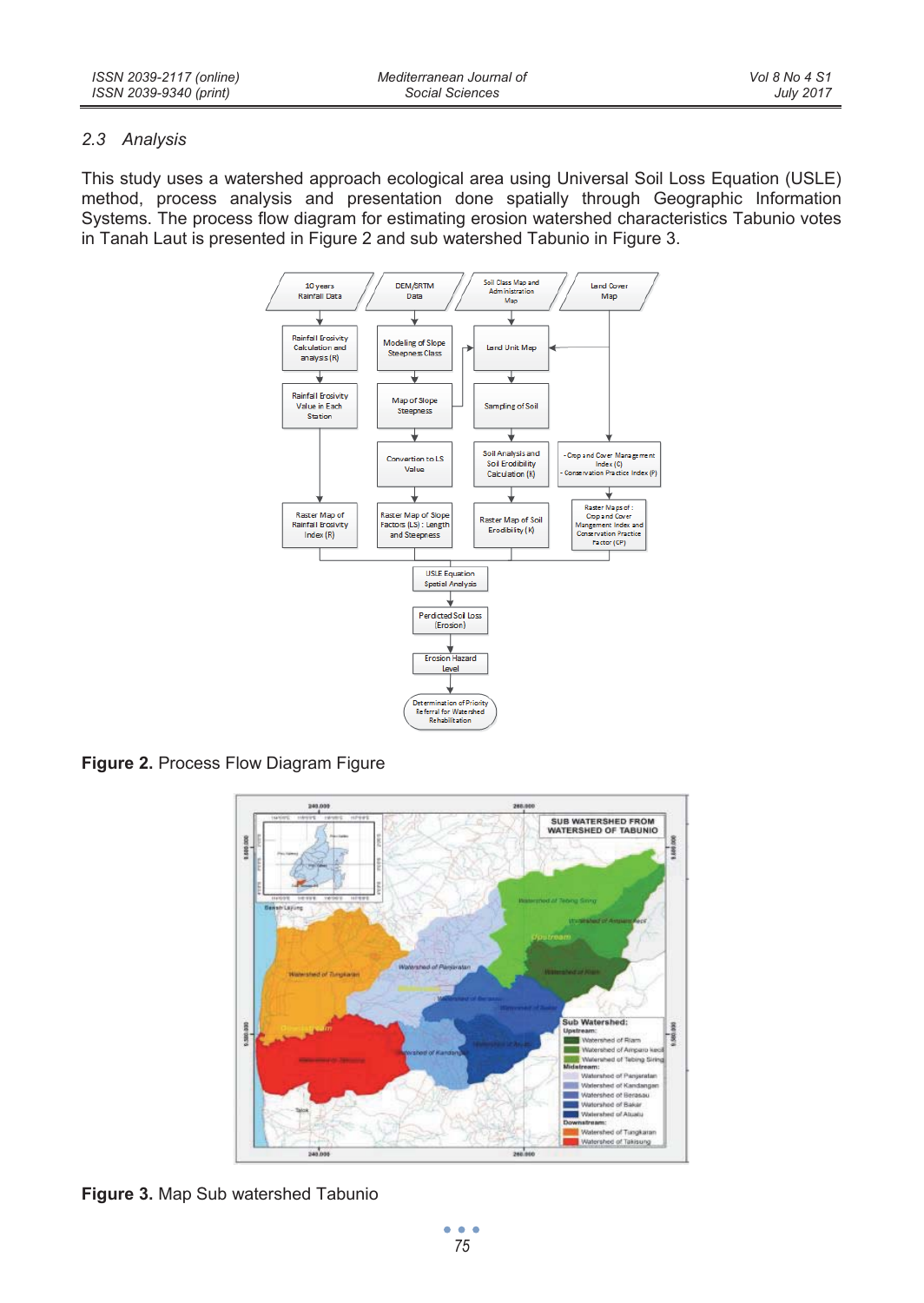## 2.3 Analysis

This study uses a watershed approach ecological area using Universal Soil Loss Equation (USLE) method, process analysis and presentation done spatially through Geographic Information Systems. The process flow diagram for estimating erosion watershed characteristics Tabunio votes in Tanah Laut is presented in Figure 2 and sub watershed Tabunio in Figure 3.

**Figure 2.** Process Flow Diagram Figure

**Figure 3.** Map Sub watershed Tabunio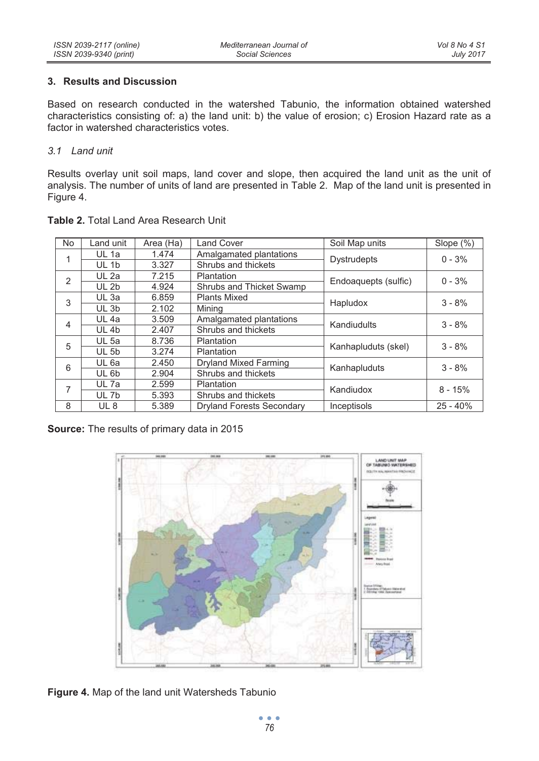## 3. Results and Discussion

Based on research conducted in the watershed Tabunio, the information obtained watershed characteristics consisting of: a) the land unit: b) the value of erosion; c) Erosion Hazard rate as a factor in watershed characteristics votes.

### *3.1 Land unit*

Results overlay unit soil maps, land cover and slope, then acquired the land unit as the unit of analysis. The number of units of land are presented in Table 2. Map of the land unit is presented in Figure 4.

**Table 2.** Total Land Area Research Unit

| No | Land unit | Area (Ha) | Land Cover | Soil Map units | Slope (%) |
|---|---|---|---|---|---|
| 1 | UL 1a | 1.474 | Amalgamated plantations | Dystrudepts | 0 - 3% |
| | UL 1b | 3.327 | Shrubs and thickets | | |
| 2 | UL 2a | 7.215 | Plantation | Endoaquepts (sulfic) | 0 - 3% |
| | UL 2b | 4.924 | Shrubs and Thicket Swamp | | |
| 3 | UL 3a | 6.859 | Plants Mixed | Hapludox | 3 - 8% |
| | UL 3b | 2.102 | Mining | | |
| 4 | UL 4a | 3.509 | Amalgamated plantations | Kandiudults | 3 - 8% |
| | UL 4b | 2.407 | Shrubs and thickets | | |
| 5 | UL 5a | 8.736 | Plantation | Kanhapluduts (skel) | 3 - 8% |
| | UL 5b | 3.274 | Plantation | | |
| 6 | UL 6a | 2.450 | Dryland Mixed Farming | Kanhapluduts | 3 - 8% |
| | UL 6b | 2.904 | Shrubs and thickets | | |
| 7 | UL 7a | 2.599 | Plantation | Kandiudox | 8 - 15% |
| | UL 7b | 5.393 | Shrubs and thickets | | |
| 8 | UL 8 | 5.389 | Dryland Forests Secondary | Inceptisols | 25 - 40% |

**Source:** The results of primary data in 2015

**Figure 4.** Map of the land unit Watersheds Tabunio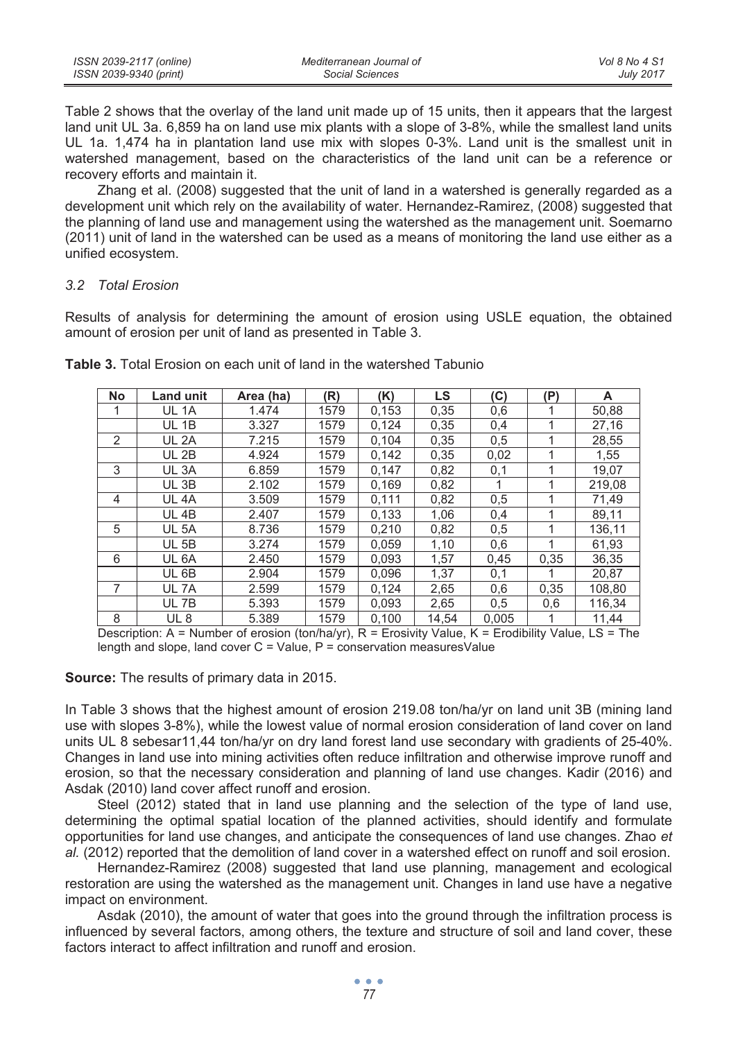Table 2 shows that the overlay of the land unit made up of 15 units, then it appears that the largest land unit UL 3a. 6,859 ha on land use mix plants with a slope of 3-8%, while the smallest land units UL 1a. 1,474 ha in plantation land use mix with slopes 0-3%. Land unit is the smallest unit in watershed management, based on the characteristics of the land unit can be a reference or recovery efforts and maintain it.

Zhang et al. (2008) suggested that the unit of land in a watershed is generally regarded as a development unit which rely on the availability of water. Hernandez-Ramirez, (2008) suggested that the planning of land use and management using the watershed as the management unit. Soemarno (2011) unit of land in the watershed can be used as a means of monitoring the land use either as a unified ecosystem.

### *3.2 Total Erosion*

Results of analysis for determining the amount of erosion using USLE equation, the obtained amount of erosion per unit of land as presented in Table 3.

**Table 3.** Total Erosion on each unit of land in the watershed Tabunio

| No | Land unit | Area (ha) | (R) | (K) | LS | (C) | (P) | A |
|---|---|---|---|---|---|---|---|---|
| 1 | UL 1A | 1.474 | 1579 | 0,153 | 0,35 | 0,6 | 1 | 50,88 |
| | UL 1B | 3.327 | 1579 | 0,124 | 0,35 | 0,4 | 1 | 27,16 |
| 2 | UL 2A | 7.215 | 1579 | 0,104 | 0,35 | 0,5 | 1 | 28,55 |
| | UL 2B | 4.924 | 1579 | 0,142 | 0,35 | 0,02 | 1 | 1,55 |
| 3 | UL 3A | 6.859 | 1579 | 0,147 | 0,82 | 0,1 | 1 | 19,07 |
| | UL 3B | 2.102 | 1579 | 0,169 | 0,82 | 1 | 1 | 219,08 |
| 4 | UL 4A | 3.509 | 1579 | 0,111 | 0,82 | 0,5 | 1 | 71,49 |
| | UL 4B | 2.407 | 1579 | 0,133 | 1,06 | 0,4 | 1 | 89,11 |
| 5 | UL 5A | 8.736 | 1579 | 0,210 | 0,82 | 0,5 | 1 | 136,11 |
| | UL 5B | 3.274 | 1579 | 0,059 | 1,10 | 0,6 | 1 | 61,93 |
| 6 | UL 6A | 2.450 | 1579 | 0,093 | 1,57 | 0,45 | 0,35 | 36,35 |
| | UL 6B | 2.904 | 1579 | 0,096 | 1,37 | 0,1 | 1 | 20,87 |
| 7 | UL 7A | 2.599 | 1579 | 0,124 | 2,65 | 0,6 | 0,35 | 108,80 |
| | UL 7B | 5.393 | 1579 | 0,093 | 2,65 | 0,5 | 0,6 | 116,34 |
| 8 | UL 8 | 5.389 | 1579 | 0,100 | 14,54 | 0,005 | 1 | 11,44 |

Description: A = Number of erosion (ton/ha/yr), R = Erosivity Value, K = Erodibility Value, LS = The length and slope, land cover C = Value, P = conservation measuresValue

**Source:** The results of primary data in 2015.

In Table 3 shows that the highest amount of erosion 219.08 ton/ha/yr on land unit 3B (mining land use with slopes 3-8%), while the lowest value of normal erosion consideration of land cover on land units UL 8 sebesar11,44 ton/ha/yr on dry land forest land use secondary with gradients of 25-40%. Changes in land use into mining activities often reduce infiltration and otherwise improve runoff and erosion, so that the necessary consideration and planning of land use changes. Kadir (2016) and Asdak (2010) land cover affect runoff and erosion.

Steel (2012) stated that in land use planning and the selection of the type of land use, determining the optimal spatial location of the planned activities, should identify and formulate opportunities for land use changes, and anticipate the consequences of land use changes. Zhao *et al.* (2012) reported that the demolition of land cover in a watershed effect on runoff and soil erosion.

Hernandez-Ramirez (2008) suggested that land use planning, management and ecological restoration are using the watershed as the management unit. Changes in land use have a negative impact on environment.

Asdak (2010), the amount of water that goes into the ground through the infiltration process is influenced by several factors, among others, the texture and structure of soil and land cover, these factors interact to affect infiltration and runoff and erosion.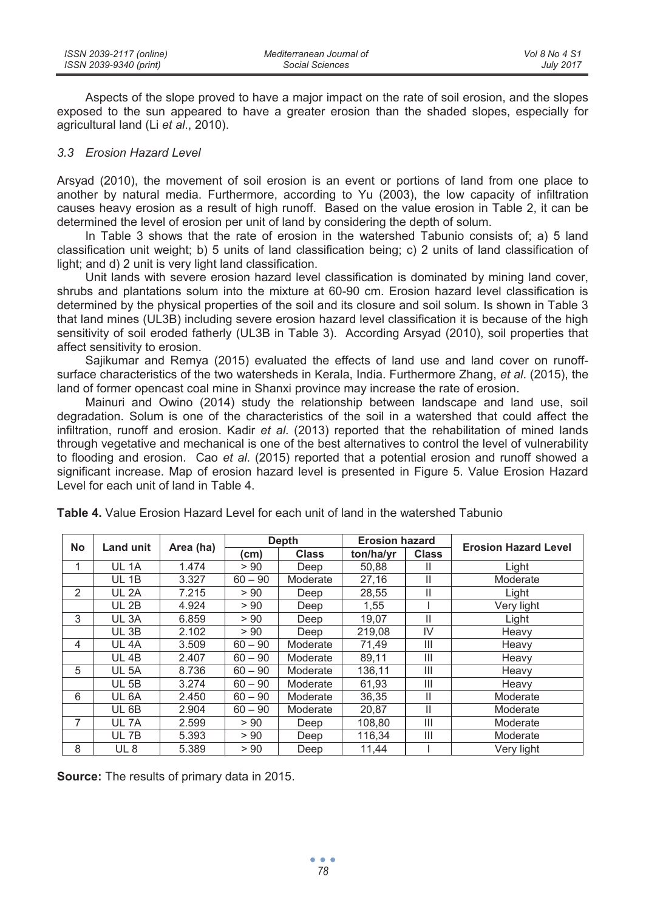Aspects of the slope proved to have a major impact on the rate of soil erosion, and the slopes exposed to the sun appeared to have a greater erosion than the shaded slopes, especially for agricultural land (Li *et al*., 2010).

### *3.3 Erosion Hazard Level*

Arsyad (2010), the movement of soil erosion is an event or portions of land from one place to another by natural media. Furthermore, according to Yu (2003), the low capacity of infiltration causes heavy erosion as a result of high runoff. Based on the value erosion in Table 2, it can be determined the level of erosion per unit of land by considering the depth of solum.

In Table 3 shows that the rate of erosion in the watershed Tabunio consists of; a) 5 land classification unit weight; b) 5 units of land classification being; c) 2 units of land classification of light; and d) 2 unit is very light land classification.

Unit lands with severe erosion hazard level classification is dominated by mining land cover, shrubs and plantations solum into the mixture at 60-90 cm. Erosion hazard level classification is determined by the physical properties of the soil and its closure and soil solum. Is shown in Table 3 that land mines (UL3B) including severe erosion hazard level classification it is because of the high sensitivity of soil eroded fatherly (UL3B in Table 3). According Arsyad (2010), soil properties that affect sensitivity to erosion.

Sajikumar and Remya (2015) evaluated the effects of land use and land cover on runoff-surface characteristics of the two watersheds in Kerala, India. Furthermore Zhang, *et al*. (2015), the land of former opencast coal mine in Shanxi province may increase the rate of erosion.

Mainuri and Owino (2014) study the relationship between landscape and land use, soil degradation. Solum is one of the characteristics of the soil in a watershed that could affect the infiltration, runoff and erosion. Kadir *et al*. (2013) reported that the rehabilitation of mined lands through vegetative and mechanical is one of the best alternatives to control the level of vulnerability to flooding and erosion. Cao *et al*. (2015) reported that a potential erosion and runoff showed a significant increase. Map of erosion hazard level is presented in Figure 5. Value Erosion Hazard Level for each unit of land in Table 4.

**Table 4.** Value Erosion Hazard Level for each unit of land in the watershed Tabunio

| No | Land unit | Area (ha) | Depth | | Erosion hazard | | Erosion Hazard Level |
|---|---|---|---|---|---|---|---|
| | | | (cm) | Class | ton/ha/yr | Class | |
| 1 | UL 1A | 1.474 | > 90 | Deep | 50,88 | II | Light |
| | UL 1B | 3.327 | 60 – 90 | Moderate | 27,16 | II | Moderate |
| 2 | UL 2A | 7.215 | > 90 | Deep | 28,55 | II | Light |
| | UL 2B | 4.924 | > 90 | Deep | 1,55 | I | Very light |
| 3 | UL 3A | 6.859 | > 90 | Deep | 19,07 | II | Light |
| | UL 3B | 2.102 | > 90 | Deep | 219,08 | IV | Heavy |
| 4 | UL 4A | 3.509 | 60 – 90 | Moderate | 71,49 | III | Heavy |
| | UL 4B | 2.407 | 60 – 90 | Moderate | 89,11 | III | Heavy |
| 5 | UL 5A | 8.736 | 60 – 90 | Moderate | 136,11 | III | Heavy |
| | UL 5B | 3.274 | 60 – 90 | Moderate | 61,93 | III | Heavy |
| 6 | UL 6A | 2.450 | 60 – 90 | Moderate | 36,35 | II | Moderate |
| | UL 6B | 2.904 | 60 – 90 | Moderate | 20,87 | II | Moderate |
| 7 | UL 7A | 2.599 | > 90 | Deep | 108,80 | III | Moderate |
| | UL 7B | 5.393 | > 90 | Deep | 116,34 | III | Moderate |
| 8 | UL 8 | 5.389 | > 90 | Deep | 11,44 | I | Very light |

**Source:** The results of primary data in 2015.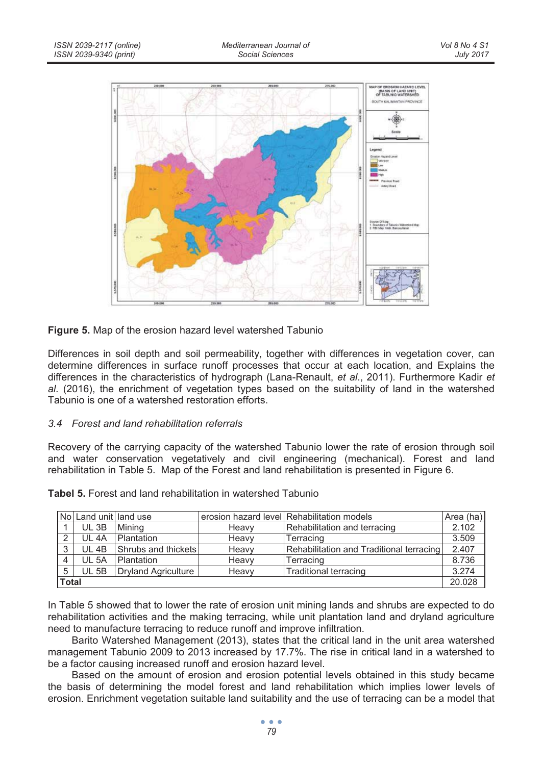**Figure 5.** Map of the erosion hazard level watershed Tabunio

Differences in soil depth and soil permeability, together with differences in vegetation cover, can determine differences in surface runoff processes that occur at each location, and Explains the differences in the characteristics of hydrograph (Lana-Renault, *et al*., 2011). Furthermore Kadir *et al*. (2016), the enrichment of vegetation types based on the suitability of land in the watershed Tabunio is one of a watershed restoration efforts.

### *3.4 Forest and land rehabilitation referrals*

Recovery of the carrying capacity of the watershed Tabunio lower the rate of erosion through soil and water conservation vegetatively and civil engineering (mechanical). Forest and land rehabilitation in Table 5. Map of the Forest and land rehabilitation is presented in Figure 6.

**Tabel 5.** Forest and land rehabilitation in watershed Tabunio

| No | Land unit | land use | erosion hazard level | Rehabilitation models | Area (ha) |
|---|---|---|---|---|---|
| 1 | UL 3B | Mining | Heavy | Rehabilitation and terracing | 2.102 |
| 2 | UL 4A | Plantation | Heavy | Terracing | 3.509 |
| 3 | UL 4B | Shrubs and thickets | Heavy | Rehabilitation and Traditional terracing | 2.407 |
| 4 | UL 5A | Plantation | Heavy | Terracing | 8.736 |
| 5 | UL 5B | Dryland Agriculture | Heavy | Traditional terracing | 3.274 |
| **Total** | | | | | 20.028 |

In Table 5 showed that to lower the rate of erosion unit mining lands and shrubs are expected to do rehabilitation activities and the making terracing, while unit plantation land and dryland agriculture need to manufacture terracing to reduce runoff and improve infiltration.

Barito Watershed Management (2013), states that the critical land in the unit area watershed management Tabunio 2009 to 2013 increased by 17.7%. The rise in critical land in a watershed to be a factor causing increased runoff and erosion hazard level.

Based on the amount of erosion and erosion potential levels obtained in this study became the basis of determining the model forest and land rehabilitation which implies lower levels of erosion. Enrichment vegetation suitable land suitability and the use of terracing can be a model that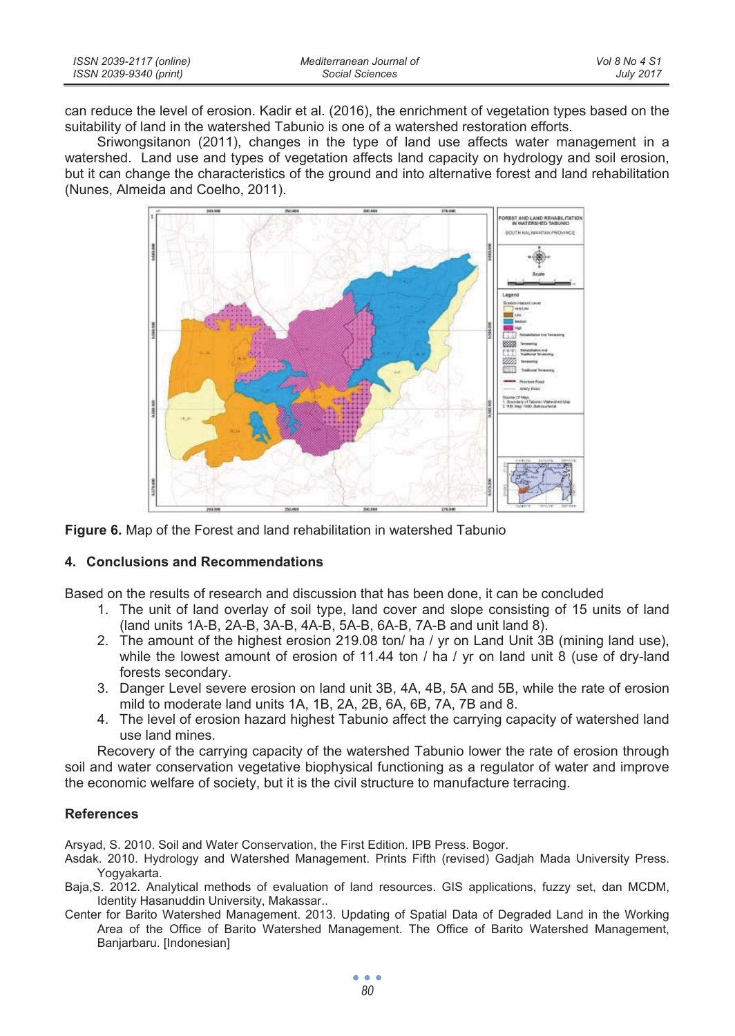can reduce the level of erosion. Kadir et al. (2016), the enrichment of vegetation types based on the suitability of land in the watershed Tabunio is one of a watershed restoration efforts.

Sriwongsitanon (2011), changes in the type of land use affects water management in a watershed. Land use and types of vegetation affects land capacity on hydrology and soil erosion, but it can change the characteristics of the ground and into alternative forest and land rehabilitation (Nunes, Almeida and Coelho, 2011).

**Figure 6.** Map of the Forest and land rehabilitation in watershed Tabunio

## 4. Conclusions and Recommendations

Based on the results of research and discussion that has been done, it can be concluded

1. The unit of land overlay of soil type, land cover and slope consisting of 15 units of land (land units 1A-B, 2A-B, 3A-B, 4A-B, 5A-B, 6A-B, 7A-B and unit land 8).
2. The amount of the highest erosion 219.08 ton/ ha / yr on Land Unit 3B (mining land use), while the lowest amount of erosion of 11.44 ton / ha / yr on land unit 8 (use of dry-land forests secondary.
3. Danger Level severe erosion on land unit 3B, 4A, 4B, 5A and 5B, while the rate of erosion mild to moderate land units 1A, 1B, 2A, 2B, 6A, 6B, 7A, 7B and 8.
4. The level of erosion hazard highest Tabunio affect the carrying capacity of watershed land use land mines.

Recovery of the carrying capacity of the watershed Tabunio lower the rate of erosion through soil and water conservation vegetative biophysical functioning as a regulator of water and improve the economic welfare of society, but it is the civil structure to manufacture terracing.

## References

Arsyad, S. 2010. Soil and Water Conservation, the First Edition. IPB Press. Bogor.

Asdak. 2010. Hydrology and Watershed Management. Prints Fifth (revised) Gadjah Mada University Press. Yogyakarta.

Baja,S. 2012. Analytical methods of evaluation of land resources. GIS applications, fuzzy set, dan MCDM, Identity Hasanuddin University, Makassar..

Center for Barito Watershed Management. 2013. Updating of Spatial Data of Degraded Land in the Working Area of the Office of Barito Watershed Management. The Office of Barito Watershed Management, Banjarbaru. [Indonesian]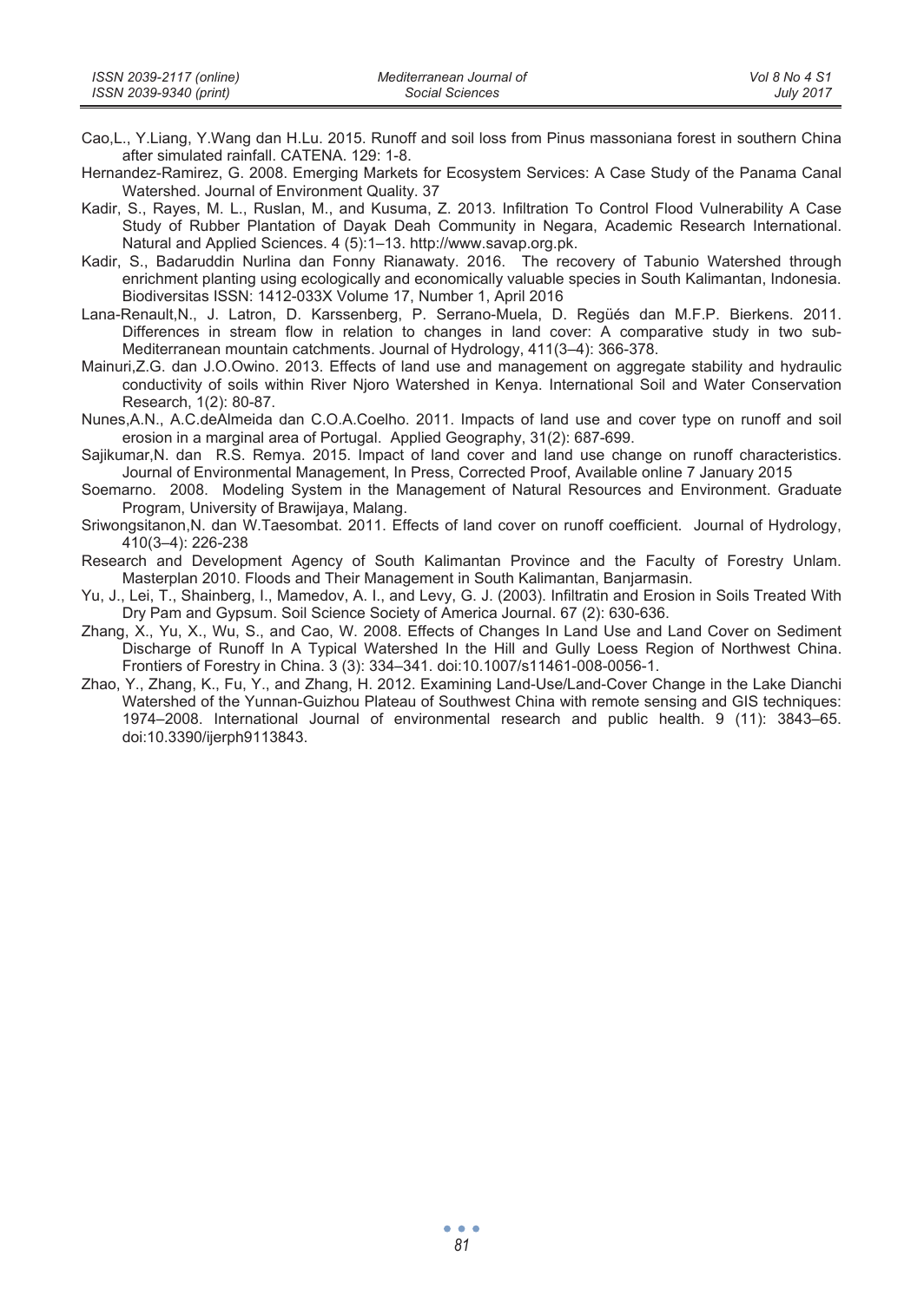Cao,L., Y.Liang, Y.Wang dan H.Lu. 2015. Runoff and soil loss from Pinus massoniana forest in southern China after simulated rainfall. CATENA. 129: 1-8.

Hernandez-Ramirez, G. 2008. Emerging Markets for Ecosystem Services: A Case Study of the Panama Canal Watershed. Journal of Environment Quality. 37

Kadir, S., Rayes, M. L., Ruslan, M., and Kusuma, Z. 2013. Infiltration To Control Flood Vulnerability A Case Study of Rubber Plantation of Dayak Deah Community in Negara, Academic Research International. Natural and Applied Sciences. 4 (5):1–13. http://www.savap.org.pk.

Kadir, S., Badaruddin Nurlina dan Fonny Rianawaty. 2016. The recovery of Tabunio Watershed through enrichment planting using ecologically and economically valuable species in South Kalimantan, Indonesia. Biodiversitas ISSN: 1412-033X Volume 17, Number 1, April 2016

Lana-Renault,N., J. Latron, D. Karssenberg, P. Serrano-Muela, D. Regüés dan M.F.P. Bierkens. 2011. Differences in stream flow in relation to changes in land cover: A comparative study in two sub-Mediterranean mountain catchments. Journal of Hydrology, 411(3–4): 366-378.

Mainuri,Z.G. dan J.O.Owino. 2013. Effects of land use and management on aggregate stability and hydraulic conductivity of soils within River Njoro Watershed in Kenya. International Soil and Water Conservation Research, 1(2): 80-87.

Nunes,A.N., A.C.deAlmeida dan C.O.A.Coelho. 2011. Impacts of land use and cover type on runoff and soil erosion in a marginal area of Portugal. Applied Geography, 31(2): 687-699.

Sajikumar,N. dan R.S. Remya. 2015. Impact of land cover and land use change on runoff characteristics. Journal of Environmental Management, In Press, Corrected Proof, Available online 7 January 2015

Soemarno. 2008. Modeling System in the Management of Natural Resources and Environment. Graduate Program, University of Brawijaya, Malang.

Sriwongsitanon,N. dan W.Taesombat. 2011. Effects of land cover on runoff coefficient. Journal of Hydrology, 410(3–4): 226-238

Research and Development Agency of South Kalimantan Province and the Faculty of Forestry Unlam. Masterplan 2010. Floods and Their Management in South Kalimantan, Banjarmasin.

Yu, J., Lei, T., Shainberg, I., Mamedov, A. I., and Levy, G. J. (2003). Infiltratin and Erosion in Soils Treated With Dry Pam and Gypsum. Soil Science Society of America Journal. 67 (2): 630-636.

Zhang, X., Yu, X., Wu, S., and Cao, W. 2008. Effects of Changes In Land Use and Land Cover on Sediment Discharge of Runoff In A Typical Watershed In the Hill and Gully Loess Region of Northwest China. Frontiers of Forestry in China. 3 (3): 334–341. doi:10.1007/s11461-008-0056-1.

Zhao, Y., Zhang, K., Fu, Y., and Zhang, H. 2012. Examining Land-Use/Land-Cover Change in the Lake Dianchi Watershed of the Yunnan-Guizhou Plateau of Southwest China with remote sensing and GIS techniques: 1974–2008. International Journal of environmental research and public health. 9 (11): 3843–65. doi:10.3390/ijerph9113843.